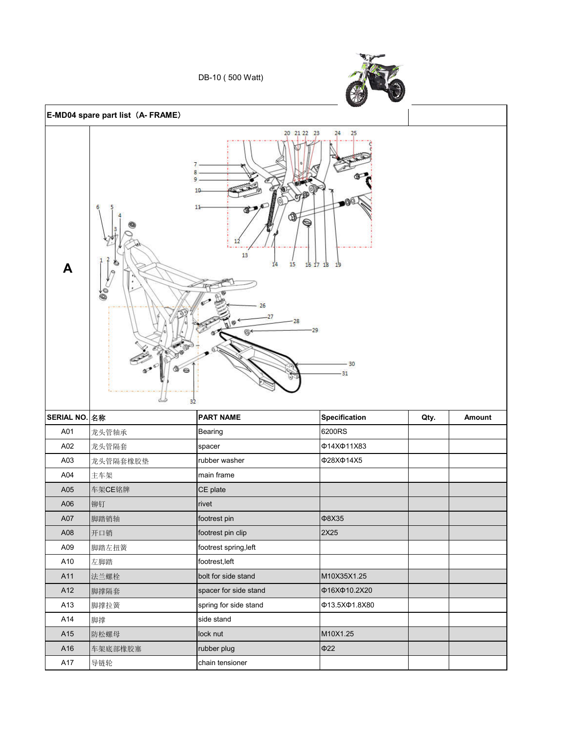DB-10 ( 500 Watt)

**E-MD04 spare part list（A- FRAME）**

**A**

| SERIAL NO. | 名称 | PART NAME | Specification | Qty. | Amount |
|---|---|---|---|---|---|
| A01 | 龙头管轴承 | Bearing | 6200RS | | |
| A02 | 龙头管隔套 | spacer | Φ14XΦ11X83 | | |
| A03 | 龙头管隔套橡胶垫 | rubber washer | Φ28XΦ14X5 | | |
| A04 | 主车架 | main frame | | | |
| A05 | 车架CE铭牌 | CE plate | | | |
| A06 | 铆钉 | rivet | | | |
| A07 | 脚踏销轴 | footrest pin | Φ8X35 | | |
| A08 | 开口销 | footrest pin clip | 2X25 | | |
| A09 | 脚踏左扭簧 | footrest spring,left | | | |
| A10 | 左脚踏 | footrest,left | | | |
| A11 | 法兰螺栓 | bolt for side stand | M10X35X1.25 | | |
| A12 | 脚撑隔套 | spacer for side stand | Φ16XΦ10.2X20 | | |
| A13 | 脚撑拉簧 | spring for side stand | Φ13.5XΦ1.8X80 | | |
| A14 | 脚撑 | side stand | | | |
| A15 | 防松螺母 | lock nut | M10X1.25 | | |
| A16 | 车架底部橡胶塞 | rubber plug | Φ22 | | |
| A17 | 导链轮 | chain tensioner | | | |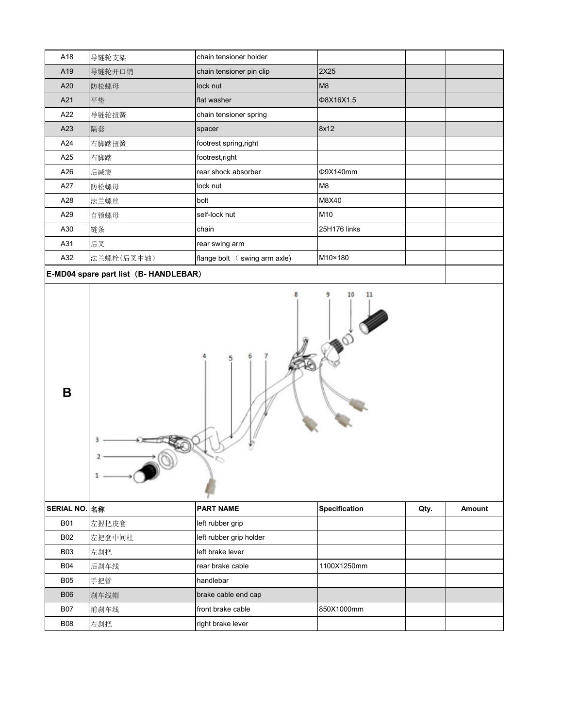| A18 | 导链轮支架 | chain tensioner holder | | | |
|---|---|---|---|---|---|
| A19 | 导链轮开口销 | chain tensioner pin clip | 2X25 | | |
| A20 | 防松螺母 | lock nut | M8 | | |
| A21 | 平垫 | flat washer | Φ8X16X1.5 | | |
| A22 | 导链轮扭簧 | chain tensioner spring | | | |
| A23 | 隔套 | spacer | 8x12 | | |
| A24 | 右脚踏扭簧 | footrest spring,right | | | |
| A25 | 右脚踏 | footrest,right | | | |
| A26 | 后减震 | rear shock absorber | Φ9X140mm | | |
| A27 | 防松螺母 | lock nut | M8 | | |
| A28 | 法兰螺丝 | bolt | M8X40 | | |
| A29 | 自锁螺母 | self-lock nut | M10 | | |
| A30 | 链条 | chain | 25H176 links | | |
| A31 | 后叉 | rear swing arm | | | |
| A32 | 法兰螺栓(后叉中轴) | flange bolt （ swing arm axle) | M10×180 | | |

**E-MD04 spare part list（B- HANDLEBAR）**

**B**

| SERIAL NO. | 名称 | PART NAME | Specification | Qty. | Amount |
|---|---|---|---|---|---|
| B01 | 左握把皮套 | left rubber grip | | | |
| B02 | 左把套中间柱 | left rubber grip holder | | | |
| B03 | 左刹把 | left brake lever | | | |
| B04 | 后刹车线 | rear brake cable | 1100X1250mm | | |
| B05 | 手把管 | handlebar | | | |
| B06 | 刹车线帽 | brake cable end cap | | | |
| B07 | 前刹车线 | front brake cable | 850X1000mm | | |
| B08 | 右刹把 | right brake lever | | | |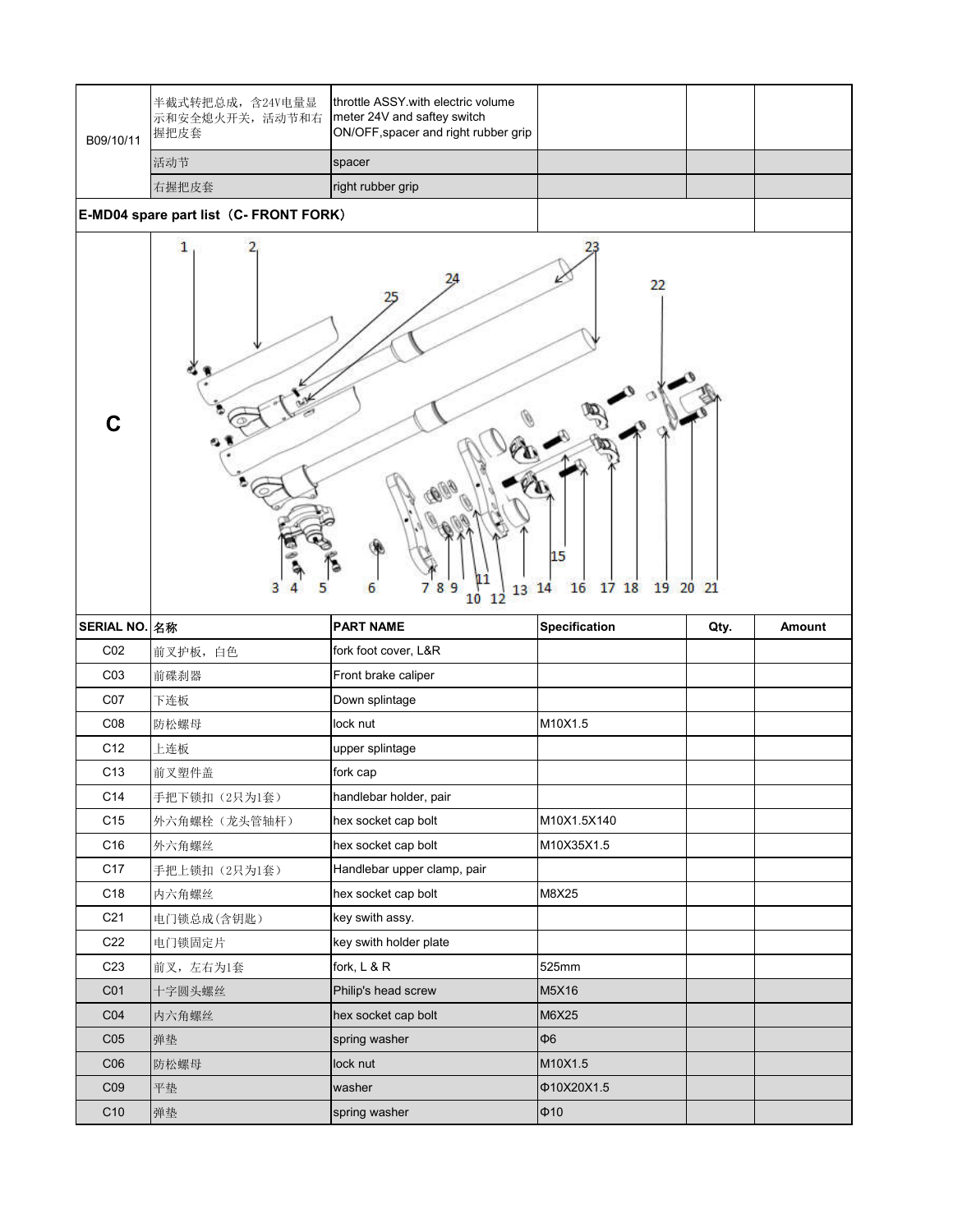| | | | | | |
|---|---|---|---|---|---|
| B09/10/11 | 半截式转把总成，含24V电量显示和安全熄火开关，活动节和右握把皮套 | throttle ASSY.with electric volume meter 24V and saftey switch ON/OFF,spacer and right rubber grip | | | |
| | 活动节 | spacer | | | |
| | 右握把皮套 | right rubber grip | | | |

**E-MD04 spare part list（C- FRONT FORK）**

**C**

1 2 23 24 25 22 3 4 5 6 7 8 9 10 11 12 13 14 15 16 17 18 19 20 21

| SERIAL NO. | 名称 | PART NAME | Specification | Qty. | Amount |
|---|---|---|---|---|---|
| C02 | 前叉护板，白色 | fork foot cover, L&R | | | |
| C03 | 前碟刹器 | Front brake caliper | | | |
| C07 | 下连板 | Down splintage | | | |
| C08 | 防松螺母 | lock nut | M10X1.5 | | |
| C12 | 上连板 | upper splintage | | | |
| C13 | 前叉塑件盖 | fork cap | | | |
| C14 | 手把下锁扣（2只为1套） | handlebar holder, pair | | | |
| C15 | 外六角螺栓（龙头管轴杆） | hex socket cap bolt | M10X1.5X140 | | |
| C16 | 外六角螺丝 | hex socket cap bolt | M10X35X1.5 | | |
| C17 | 手把上锁扣（2只为1套） | Handlebar upper clamp, pair | | | |
| C18 | 内六角螺丝 | hex socket cap bolt | M8X25 | | |
| C21 | 电门锁总成(含钥匙) | key swith assy. | | | |
| C22 | 电门锁固定片 | key swith holder plate | | | |
| C23 | 前叉，左右为1套 | fork, L & R | 525mm | | |
| C01 | 十字圆头螺丝 | Philip's head screw | M5X16 | | |
| C04 | 内六角螺丝 | hex socket cap bolt | M6X25 | | |
| C05 | 弹垫 | spring washer | Φ6 | | |
| C06 | 防松螺母 | lock nut | M10X1.5 | | |
| C09 | 平垫 | washer | Φ10X20X1.5 | | |
| C10 | 弹垫 | spring washer | Φ10 | | |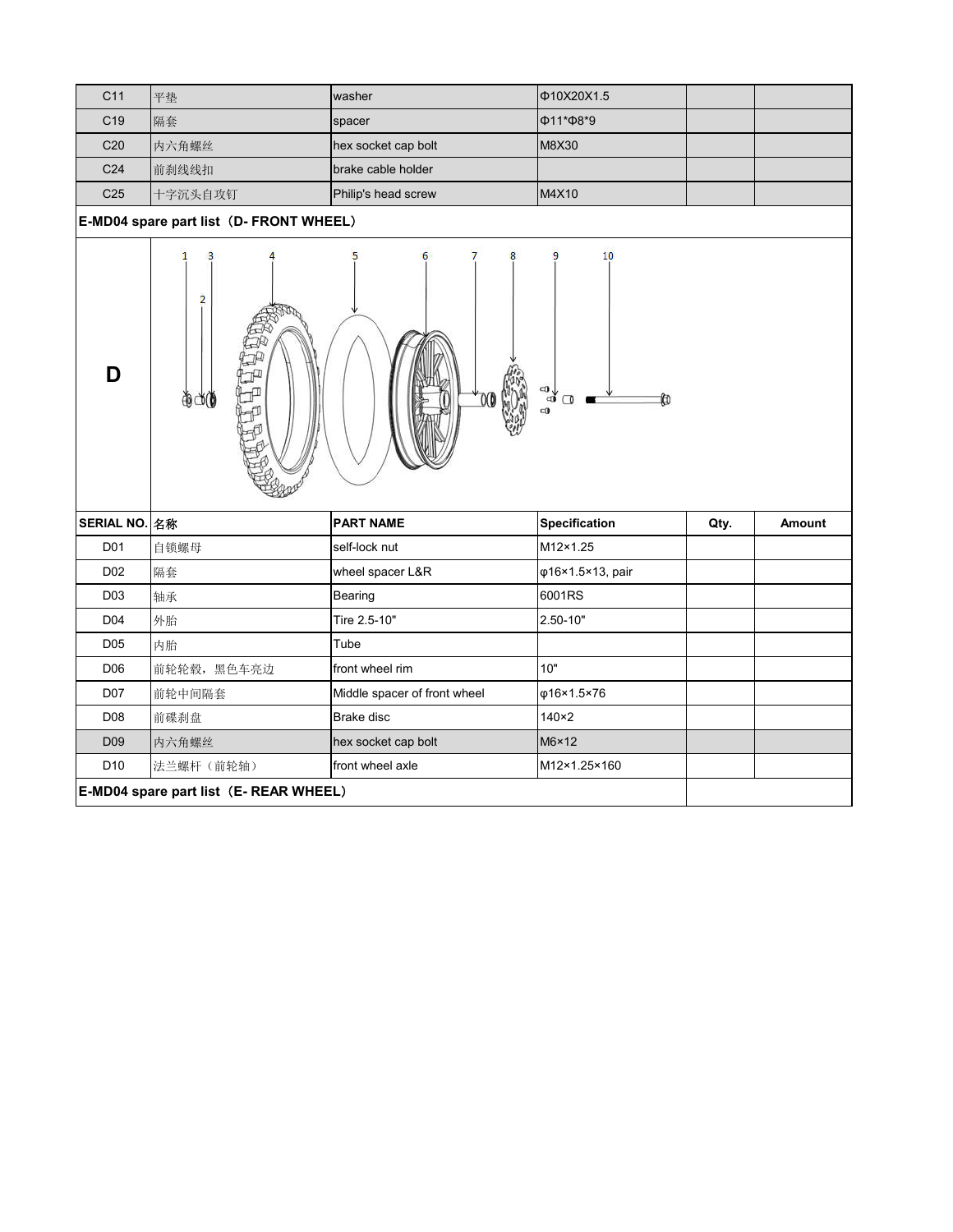| C11 | 平垫 | washer | Φ10X20X1.5 | | |
|---|---|---|---|---|---|
| C19 | 隔套 | spacer | Φ11*Φ8*9 | | |
| C20 | 内六角螺丝 | hex socket cap bolt | M8X30 | | |
| C24 | 前刹线线扣 | brake cable holder | | | |
| C25 | 十字沉头自攻钉 | Philip's head screw | M4X10 | | |

**E-MD04 spare part list（D- FRONT WHEEL）**

**D**

1 2 3 4 5 6 7 8 9 10

| SERIAL NO. | 名称 | PART NAME | Specification | Qty. | Amount |
|---|---|---|---|---|---|
| D01 | 自锁螺母 | self-lock nut | M12×1.25 | | |
| D02 | 隔套 | wheel spacer L&R | φ16×1.5×13, pair | | |
| D03 | 轴承 | Bearing | 6001RS | | |
| D04 | 外胎 | Tire 2.5-10" | 2.50-10" | | |
| D05 | 内胎 | Tube | | | |
| D06 | 前轮轮毂，黑色车亮边 | front wheel rim | 10" | | |
| D07 | 前轮中间隔套 | Middle spacer of front wheel | φ16×1.5×76 | | |
| D08 | 前碟刹盘 | Brake disc | 140×2 | | |
| D09 | 内六角螺丝 | hex socket cap bolt | M6×12 | | |
| D10 | 法兰螺杆（前轮轴） | front wheel axle | M12×1.25×160 | | |

**E-MD04 spare part list（E- REAR WHEEL）**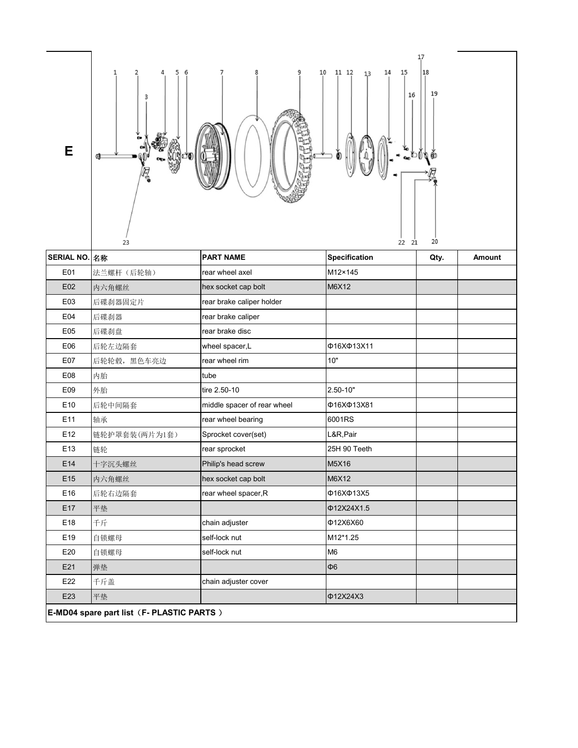# E

| SERIAL NO. | 名称 | PART NAME | Specification | Qty. | Amount |
|---|---|---|---|---|---|
| E01 | 法兰螺杆（后轮轴） | rear wheel axel | M12×145 | | |
| E02 | 内六角螺丝 | hex socket cap bolt | M6X12 | | |
| E03 | 后碟刹器固定片 | rear brake caliper holder | | | |
| E04 | 后碟刹器 | rear brake caliper | | | |
| E05 | 后碟刹盘 | rear brake disc | | | |
| E06 | 后轮左边隔套 | wheel spacer,L | Φ16XΦ13X11 | | |
| E07 | 后轮轮毂，黑色车亮边 | rear wheel rim | 10" | | |
| E08 | 内胎 | tube | | | |
| E09 | 外胎 | tire 2.50-10 | 2.50-10" | | |
| E10 | 后轮中间隔套 | middle spacer of rear wheel | Φ16XΦ13X81 | | |
| E11 | 轴承 | rear wheel bearing | 6001RS | | |
| E12 | 链轮护罩套装(两片为1套） | Sprocket cover(set) | L&R,Pair | | |
| E13 | 链轮 | rear sprocket | 25H 90 Teeth | | |
| E14 | 十字沉头螺丝 | Philip's head screw | M5X16 | | |
| E15 | 内六角螺丝 | hex socket cap bolt | M6X12 | | |
| E16 | 后轮右边隔套 | rear wheel spacer,R | Φ16XΦ13X5 | | |
| E17 | 平垫 | | Φ12X24X1.5 | | |
| E18 | 千斤 | chain adjuster | Φ12X6X60 | | |
| E19 | 自锁螺母 | self-lock nut | M12*1.25 | | |
| E20 | 自锁螺母 | self-lock nut | M6 | | |
| E21 | 弹垫 | | Φ6 | | |
| E22 | 千斤盖 | chain adjuster cover | | | |
| E23 | 平垫 | | Φ12X24X3 | | |

**E-MD04 spare part list（F- PLASTIC PARTS ）**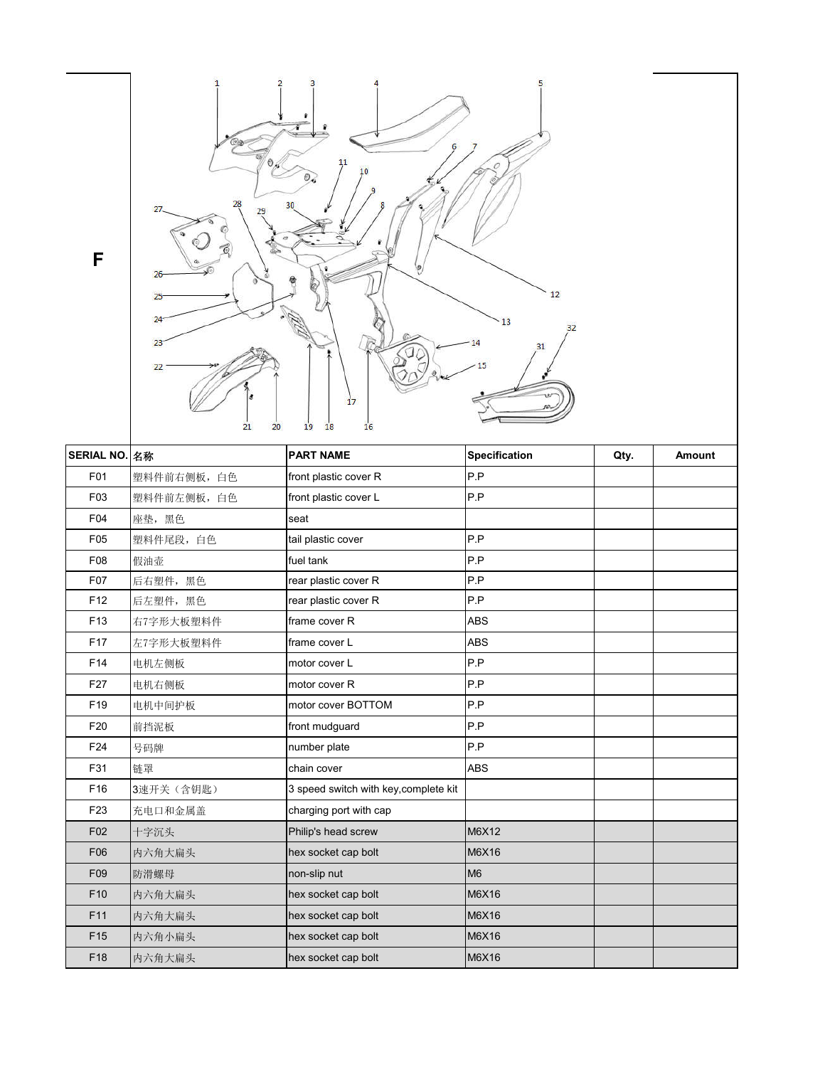# F

| SERIAL NO. | 名称 | PART NAME | Specification | Qty. | Amount |
|---|---|---|---|---|---|
| F01 | 塑料件前右侧板，白色 | front plastic cover R | P.P | | |
| F03 | 塑料件前左侧板，白色 | front plastic cover L | P.P | | |
| F04 | 座垫，黑色 | seat | | | |
| F05 | 塑料件尾段，白色 | tail plastic cover | P.P | | |
| F08 | 假油壶 | fuel tank | P.P | | |
| F07 | 后右塑件，黑色 | rear plastic cover R | P.P | | |
| F12 | 后左塑件，黑色 | rear plastic cover R | P.P | | |
| F13 | 右7字形大板塑料件 | frame cover R | ABS | | |
| F17 | 左7字形大板塑料件 | frame cover L | ABS | | |
| F14 | 电机左侧板 | motor cover L | P.P | | |
| F27 | 电机右侧板 | motor cover R | P.P | | |
| F19 | 电机中间护板 | motor cover BOTTOM | P.P | | |
| F20 | 前挡泥板 | front mudguard | P.P | | |
| F24 | 号码牌 | number plate | P.P | | |
| F31 | 链罩 | chain cover | ABS | | |
| F16 | 3速开关（含钥匙） | 3 speed switch with key,complete kit | | | |
| F23 | 充电口和金属盖 | charging port with cap | | | |
| F02 | 十字沉头 | Philip's head screw | M6X12 | | |
| F06 | 内六角大扁头 | hex socket cap bolt | M6X16 | | |
| F09 | 防滑螺母 | non-slip nut | M6 | | |
| F10 | 内六角大扁头 | hex socket cap bolt | M6X16 | | |
| F11 | 内六角大扁头 | hex socket cap bolt | M6X16 | | |
| F15 | 内六角小扁头 | hex socket cap bolt | M6X16 | | |
| F18 | 内六角大扁头 | hex socket cap bolt | M6X16 | | |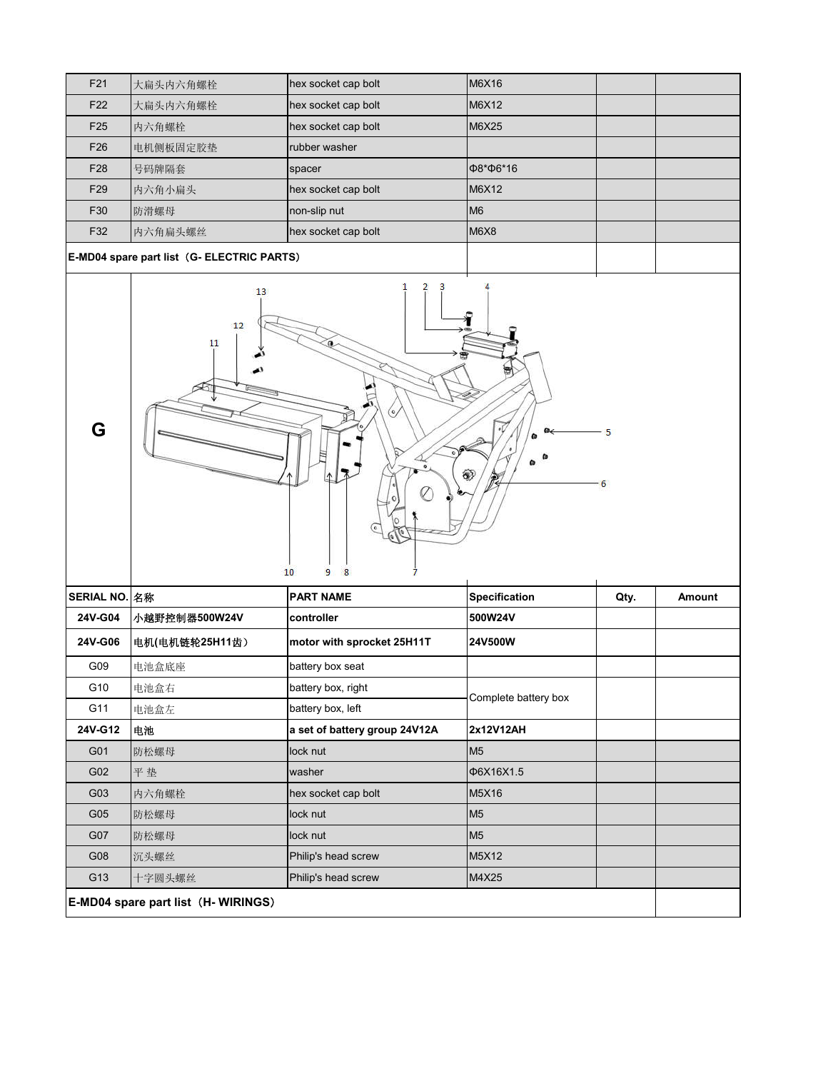| F21 | 大扁头内六角螺栓 | hex socket cap bolt | M6X16 | | |
|---|---|---|---|---|---|
| F22 | 大扁头内六角螺栓 | hex socket cap bolt | M6X12 | | |
| F25 | 内六角螺栓 | hex socket cap bolt | M6X25 | | |
| F26 | 电机侧板固定胶垫 | rubber washer | | | |
| F28 | 号码牌隔套 | spacer | Φ8*Φ6*16 | | |
| F29 | 内六角小扁头 | hex socket cap bolt | M6X12 | | |
| F30 | 防滑螺母 | non-slip nut | M6 | | |
| F32 | 内六角扁头螺丝 | hex socket cap bolt | M6X8 | | |

**E-MD04 spare part list（G- ELECTRIC PARTS）**

**G**

13 12 11 1 2 3 4 5 6 10 9 8 7

| SERIAL NO. | 名称 | PART NAME | Specification | Qty. | Amount |
|---|---|---|---|---|---|
| **24V-G04** | **小越野控制器500W24V** | **controller** | **500W24V** | | |
| **24V-G06** | **电机(电机链轮25H11齿)** | **motor with sprocket 25H11T** | **24V500W** | | |
| G09 | 电池盒底座 | battery box seat | | | |
| G10 | 电池盒右 | battery box, right | Complete battery box | | |
| G11 | 电池盒左 | battery box, left | | | |
| **24V-G12** | **电池** | **a set of battery group 24V12A** | **2x12V12AH** | | |
| G01 | 防松螺母 | lock nut | M5 | | |
| G02 | 平 垫 | washer | Φ6X16X1.5 | | |
| G03 | 内六角螺栓 | hex socket cap bolt | M5X16 | | |
| G05 | 防松螺母 | lock nut | M5 | | |
| G07 | 防松螺母 | lock nut | M5 | | |
| G08 | 沉头螺丝 | Philip's head screw | M5X12 | | |
| G13 | 十字圆头螺丝 | Philip's head screw | M4X25 | | |

**E-MD04 spare part list（H- WIRINGS）**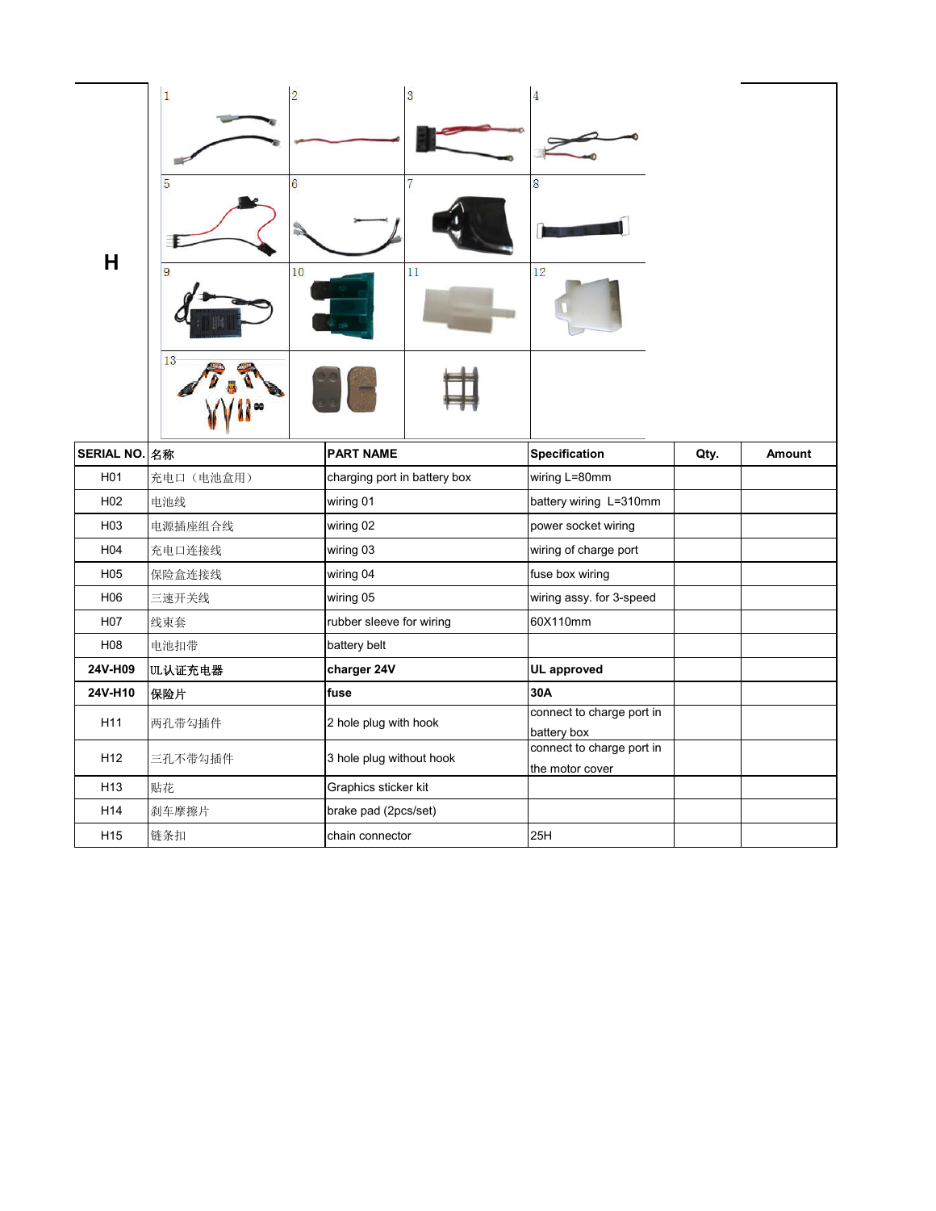**H**

1 2 3 4

5 6 7 8

9 10 11 12

13

| SERIAL NO. | 名称 | PART NAME | Specification | Qty. | Amount |
|---|---|---|---|---|---|
| H01 | 充电口（电池盒用） | charging port in battery box | wiring L=80mm | | |
| H02 | 电池线 | wiring 01 | battery wiring L=310mm | | |
| H03 | 电源插座组合线 | wiring 02 | power socket wiring | | |
| H04 | 充电口连接线 | wiring 03 | wiring of charge port | | |
| H05 | 保险盒连接线 | wiring 04 | fuse box wiring | | |
| H06 | 三速开关线 | wiring 05 | wiring assy. for 3-speed | | |
| H07 | 线束套 | rubber sleeve for wiring | 60X110mm | | |
| H08 | 电池扣带 | battery belt | | | |
| **24V-H09** | **UL认证充电器** | **charger 24V** | **UL approved** | | |
| **24V-H10** | **保险片** | **fuse** | **30A** | | |
| H11 | 两孔带勾插件 | 2 hole plug with hook | connect to charge port in battery box | | |
| H12 | 三孔不带勾插件 | 3 hole plug without hook | connect to charge port in the motor cover | | |
| H13 | 贴花 | Graphics sticker kit | | | |
| H14 | 刹车摩擦片 | brake pad (2pcs/set) | | | |
| H15 | 链条扣 | chain connector | 25H | | |